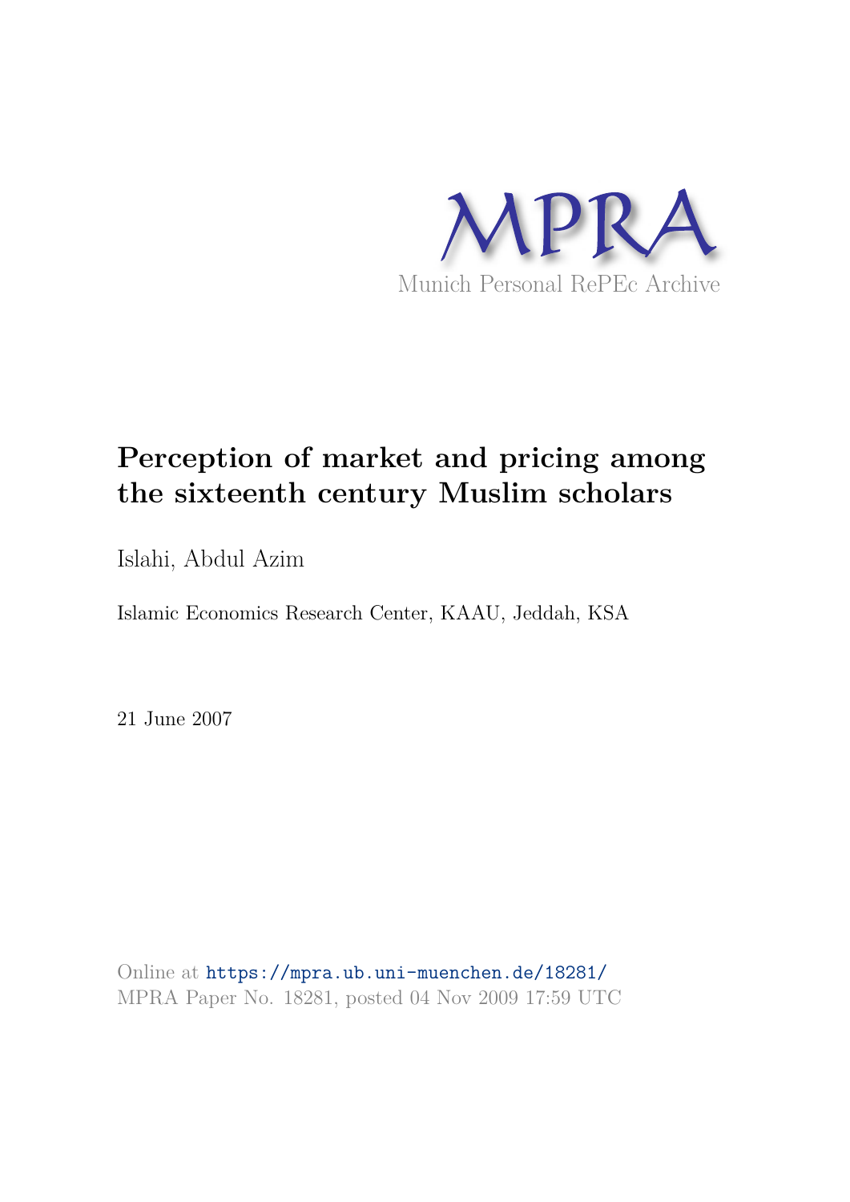MPRA

Munich Personal RePEc Archive

# Perception of market and pricing among the sixteenth century Muslim scholars

Islahi, Abdul Azim

Islamic Economics Research Center, KAAU, Jeddah, KSA

21 June 2007

Online at https://mpra.ub.uni-muenchen.de/18281/

MPRA Paper No. 18281, posted 04 Nov 2009 17:59 UTC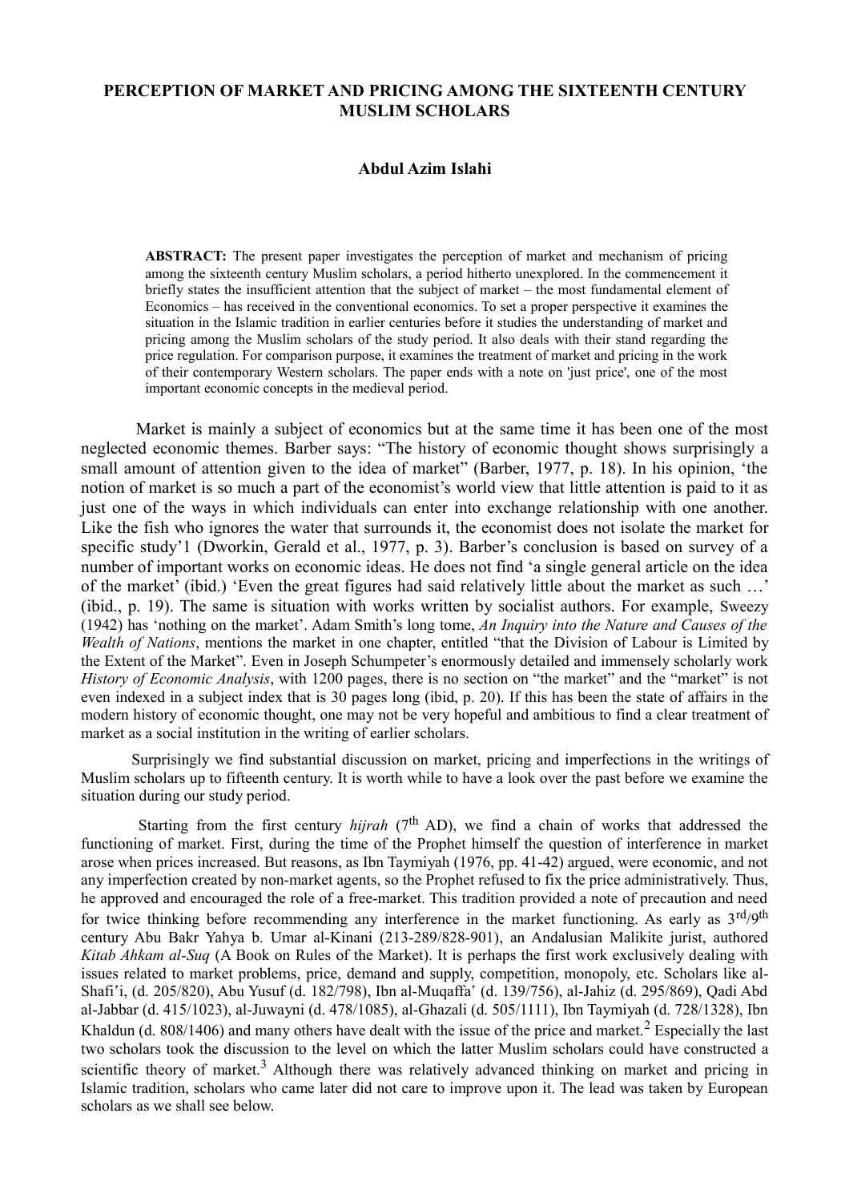**PERCEPTION OF MARKET AND PRICING AMONG THE SIXTEENTH CENTURY MUSLIM SCHOLARS**

**Abdul Azim Islahi**

**ABSTRACT:** The present paper investigates the perception of market and mechanism of pricing among the sixteenth century Muslim scholars, a period hitherto unexplored. In the commencement it briefly states the insufficient attention that the subject of market – the most fundamental element of Economics – has received in the conventional economics. To set a proper perspective it examines the situation in the Islamic tradition in earlier centuries before it studies the understanding of market and pricing among the Muslim scholars of the study period. It also deals with their stand regarding the price regulation. For comparison purpose, it examines the treatment of market and pricing in the work of their contemporary Western scholars. The paper ends with a note on 'just price', one of the most important economic concepts in the medieval period.

Market is mainly a subject of economics but at the same time it has been one of the most neglected economic themes. Barber says: "The history of economic thought shows surprisingly a small amount of attention given to the idea of market" (Barber, 1977, p. 18). In his opinion, 'the notion of market is so much a part of the economist's world view that little attention is paid to it as just one of the ways in which individuals can enter into exchange relationship with one another. Like the fish who ignores the water that surrounds it, the economist does not isolate the market for specific study'1 (Dworkin, Gerald et al., 1977, p. 3). Barber's conclusion is based on survey of a number of important works on economic ideas. He does not find 'a single general article on the idea of the market' (ibid.) 'Even the great figures had said relatively little about the market as such …' (ibid., p. 19). The same is situation with works written by socialist authors. For example, Sweezy (1942) has 'nothing on the market'. Adam Smith's long tome, *An Inquiry into the Nature and Causes of the Wealth of Nations*, mentions the market in one chapter, entitled "that the Division of Labour is Limited by the Extent of the Market". Even in Joseph Schumpeter's enormously detailed and immensely scholarly work *History of Economic Analysis*, with 1200 pages, there is no section on "the market" and the "market" is not even indexed in a subject index that is 30 pages long (ibid, p. 20). If this has been the state of affairs in the modern history of economic thought, one may not be very hopeful and ambitious to find a clear treatment of market as a social institution in the writing of earlier scholars.

Surprisingly we find substantial discussion on market, pricing and imperfections in the writings of Muslim scholars up to fifteenth century. It is worth while to have a look over the past before we examine the situation during our study period.

Starting from the first century *hijrah* (7th AD), we find a chain of works that addressed the functioning of market. First, during the time of the Prophet himself the question of interference in market arose when prices increased. But reasons, as Ibn Taymiyah (1976, pp. 41-42) argued, were economic, and not any imperfection created by non-market agents, so the Prophet refused to fix the price administratively. Thus, he approved and encouraged the role of a free-market. This tradition provided a note of precaution and need for twice thinking before recommending any interference in the market functioning. As early as 3rd/9th century Abu Bakr Yahya b. Umar al-Kinani (213-289/828-901), an Andalusian Malikite jurist, authored *Kitab Ahkam al-Suq* (A Book on Rules of the Market). It is perhaps the first work exclusively dealing with issues related to market problems, price, demand and supply, competition, monopoly, etc. Scholars like al-Shafiʻi, (d. 205/820), Abu Yusuf (d. 182/798), Ibn al-Muqaffaʻ (d. 139/756), al-Jahiz (d. 295/869), Qadi Abd al-Jabbar (d. 415/1023), al-Juwayni (d. 478/1085), al-Ghazali (d. 505/1111), Ibn Taymiyah (d. 728/1328), Ibn Khaldun (d. 808/1406) and many others have dealt with the issue of the price and market.[2] Especially the last two scholars took the discussion to the level on which the latter Muslim scholars could have constructed a scientific theory of market.[3] Although there was relatively advanced thinking on market and pricing in Islamic tradition, scholars who came later did not care to improve upon it. The lead was taken by European scholars as we shall see below.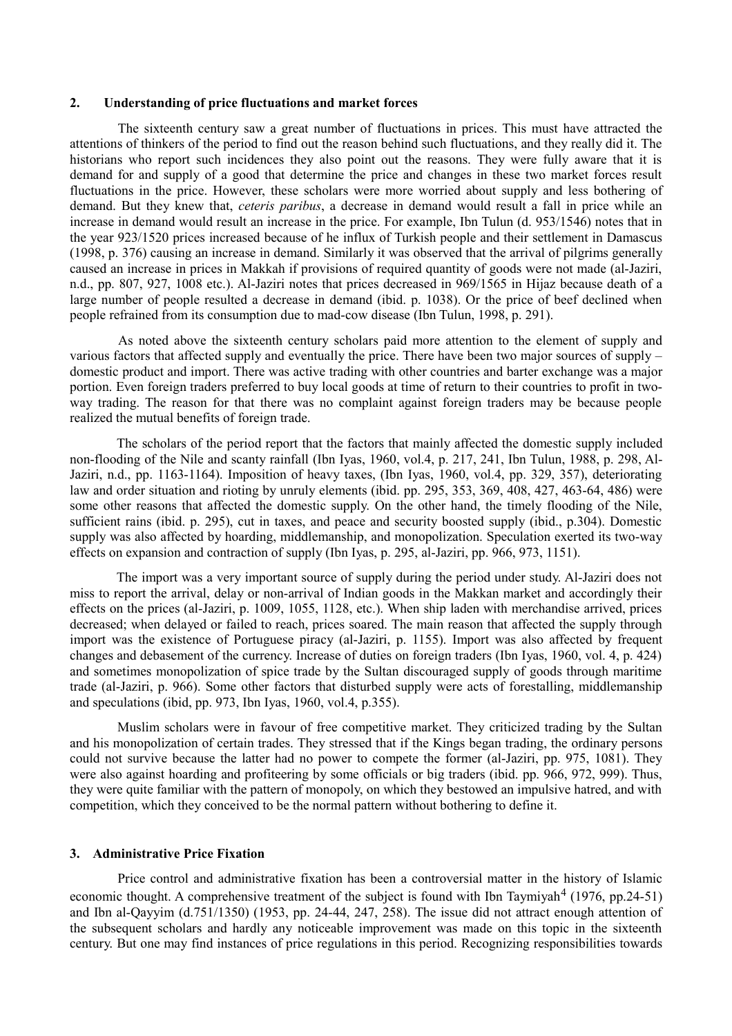## 2. Understanding of price fluctuations and market forces

The sixteenth century saw a great number of fluctuations in prices. This must have attracted the attentions of thinkers of the period to find out the reason behind such fluctuations, and they really did it. The historians who report such incidences they also point out the reasons. They were fully aware that it is demand for and supply of a good that determine the price and changes in these two market forces result fluctuations in the price. However, these scholars were more worried about supply and less bothering of demand. But they knew that, *ceteris paribus*, a decrease in demand would result a fall in price while an increase in demand would result an increase in the price. For example, Ibn Tulun (d. 953/1546) notes that in the year 923/1520 prices increased because of he influx of Turkish people and their settlement in Damascus (1998, p. 376) causing an increase in demand. Similarly it was observed that the arrival of pilgrims generally caused an increase in prices in Makkah if provisions of required quantity of goods were not made (al-Jaziri, n.d., pp. 807, 927, 1008 etc.). Al-Jaziri notes that prices decreased in 969/1565 in Hijaz because death of a large number of people resulted a decrease in demand (ibid. p. 1038). Or the price of beef declined when people refrained from its consumption due to mad-cow disease (Ibn Tulun, 1998, p. 291).

As noted above the sixteenth century scholars paid more attention to the element of supply and various factors that affected supply and eventually the price. There have been two major sources of supply – domestic product and import. There was active trading with other countries and barter exchange was a major portion. Even foreign traders preferred to buy local goods at time of return to their countries to profit in two-way trading. The reason for that there was no complaint against foreign traders may be because people realized the mutual benefits of foreign trade.

The scholars of the period report that the factors that mainly affected the domestic supply included non-flooding of the Nile and scanty rainfall (Ibn Iyas, 1960, vol.4, p. 217, 241, Ibn Tulun, 1988, p. 298, Al-Jaziri, n.d., pp. 1163-1164). Imposition of heavy taxes, (Ibn Iyas, 1960, vol.4, pp. 329, 357), deteriorating law and order situation and rioting by unruly elements (ibid. pp. 295, 353, 369, 408, 427, 463-64, 486) were some other reasons that affected the domestic supply. On the other hand, the timely flooding of the Nile, sufficient rains (ibid. p. 295), cut in taxes, and peace and security boosted supply (ibid., p.304). Domestic supply was also affected by hoarding, middlemanship, and monopolization. Speculation exerted its two-way effects on expansion and contraction of supply (Ibn Iyas, p. 295, al-Jaziri, pp. 966, 973, 1151).

The import was a very important source of supply during the period under study. Al-Jaziri does not miss to report the arrival, delay or non-arrival of Indian goods in the Makkan market and accordingly their effects on the prices (al-Jaziri, p. 1009, 1055, 1128, etc.). When ship laden with merchandise arrived, prices decreased; when delayed or failed to reach, prices soared. The main reason that affected the supply through import was the existence of Portuguese piracy (al-Jaziri, p. 1155). Import was also affected by frequent changes and debasement of the currency. Increase of duties on foreign traders (Ibn Iyas, 1960, vol. 4, p. 424) and sometimes monopolization of spice trade by the Sultan discouraged supply of goods through maritime trade (al-Jaziri, p. 966). Some other factors that disturbed supply were acts of forestalling, middlemanship and speculations (ibid, pp. 973, Ibn Iyas, 1960, vol.4, p.355).

Muslim scholars were in favour of free competitive market. They criticized trading by the Sultan and his monopolization of certain trades. They stressed that if the Kings began trading, the ordinary persons could not survive because the latter had no power to compete the former (al-Jaziri, pp. 975, 1081). They were also against hoarding and profiteering by some officials or big traders (ibid. pp. 966, 972, 999). Thus, they were quite familiar with the pattern of monopoly, on which they bestowed an impulsive hatred, and with competition, which they conceived to be the normal pattern without bothering to define it.

## 3. Administrative Price Fixation

Price control and administrative fixation has been a controversial matter in the history of Islamic economic thought. A comprehensive treatment of the subject is found with Ibn Taymiyah[4] (1976, pp.24-51) and Ibn al-Qayyim (d.751/1350) (1953, pp. 24-44, 247, 258). The issue did not attract enough attention of the subsequent scholars and hardly any noticeable improvement was made on this topic in the sixteenth century. But one may find instances of price regulations in this period. Recognizing responsibilities towards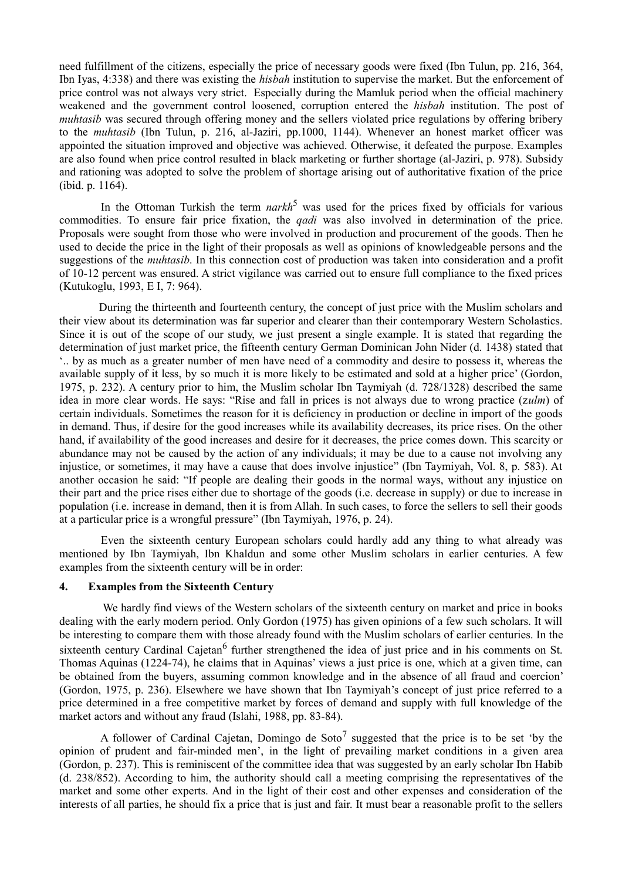need fulfillment of the citizens, especially the price of necessary goods were fixed (Ibn Tulun, pp. 216, 364, Ibn Iyas, 4:338) and there was existing the *hisbah* institution to supervise the market. But the enforcement of price control was not always very strict. Especially during the Mamluk period when the official machinery weakened and the government control loosened, corruption entered the *hisbah* institution. The post of *muhtasib* was secured through offering money and the sellers violated price regulations by offering bribery to the *muhtasib* (Ibn Tulun, p. 216, al-Jaziri, pp.1000, 1144). Whenever an honest market officer was appointed the situation improved and objective was achieved. Otherwise, it defeated the purpose. Examples are also found when price control resulted in black marketing or further shortage (al-Jaziri, p. 978). Subsidy and rationing was adopted to solve the problem of shortage arising out of authoritative fixation of the price (ibid. p. 1164).

In the Ottoman Turkish the term *narkh*[5] was used for the prices fixed by officials for various commodities. To ensure fair price fixation, the *qadi* was also involved in determination of the price. Proposals were sought from those who were involved in production and procurement of the goods. Then he used to decide the price in the light of their proposals as well as opinions of knowledgeable persons and the suggestions of the *muhtasib*. In this connection cost of production was taken into consideration and a profit of 10-12 percent was ensured. A strict vigilance was carried out to ensure full compliance to the fixed prices (Kutukoglu, 1993, E I, 7: 964).

During the thirteenth and fourteenth century, the concept of just price with the Muslim scholars and their view about its determination was far superior and clearer than their contemporary Western Scholastics. Since it is out of the scope of our study, we just present a single example. It is stated that regarding the determination of just market price, the fifteenth century German Dominican John Nider (d. 1438) stated that '.. by as much as a greater number of men have need of a commodity and desire to possess it, whereas the available supply of it less, by so much it is more likely to be estimated and sold at a higher price' (Gordon, 1975, p. 232). A century prior to him, the Muslim scholar Ibn Taymiyah (d. 728/1328) described the same idea in more clear words. He says: "Rise and fall in prices is not always due to wrong practice (*zulm*) of certain individuals. Sometimes the reason for it is deficiency in production or decline in import of the goods in demand. Thus, if desire for the good increases while its availability decreases, its price rises. On the other hand, if availability of the good increases and desire for it decreases, the price comes down. This scarcity or abundance may not be caused by the action of any individuals; it may be due to a cause not involving any injustice, or sometimes, it may have a cause that does involve injustice" (Ibn Taymiyah, Vol. 8, p. 583). At another occasion he said: "If people are dealing their goods in the normal ways, without any injustice on their part and the price rises either due to shortage of the goods (i.e. decrease in supply) or due to increase in population (i.e. increase in demand, then it is from Allah. In such cases, to force the sellers to sell their goods at a particular price is a wrongful pressure" (Ibn Taymiyah, 1976, p. 24).

Even the sixteenth century European scholars could hardly add any thing to what already was mentioned by Ibn Taymiyah, Ibn Khaldun and some other Muslim scholars in earlier centuries. A few examples from the sixteenth century will be in order:

## 4. Examples from the Sixteenth Century

We hardly find views of the Western scholars of the sixteenth century on market and price in books dealing with the early modern period. Only Gordon (1975) has given opinions of a few such scholars. It will be interesting to compare them with those already found with the Muslim scholars of earlier centuries. In the sixteenth century Cardinal Cajetan[6] further strengthened the idea of just price and in his comments on St. Thomas Aquinas (1224-74), he claims that in Aquinas' views a just price is one, which at a given time, can be obtained from the buyers, assuming common knowledge and in the absence of all fraud and coercion' (Gordon, 1975, p. 236). Elsewhere we have shown that Ibn Taymiyah's concept of just price referred to a price determined in a free competitive market by forces of demand and supply with full knowledge of the market actors and without any fraud (Islahi, 1988, pp. 83-84).

A follower of Cardinal Cajetan, Domingo de Soto[7] suggested that the price is to be set 'by the opinion of prudent and fair-minded men', in the light of prevailing market conditions in a given area (Gordon, p. 237). This is reminiscent of the committee idea that was suggested by an early scholar Ibn Habib (d. 238/852). According to him, the authority should call a meeting comprising the representatives of the market and some other experts. And in the light of their cost and other expenses and consideration of the interests of all parties, he should fix a price that is just and fair. It must bear a reasonable profit to the sellers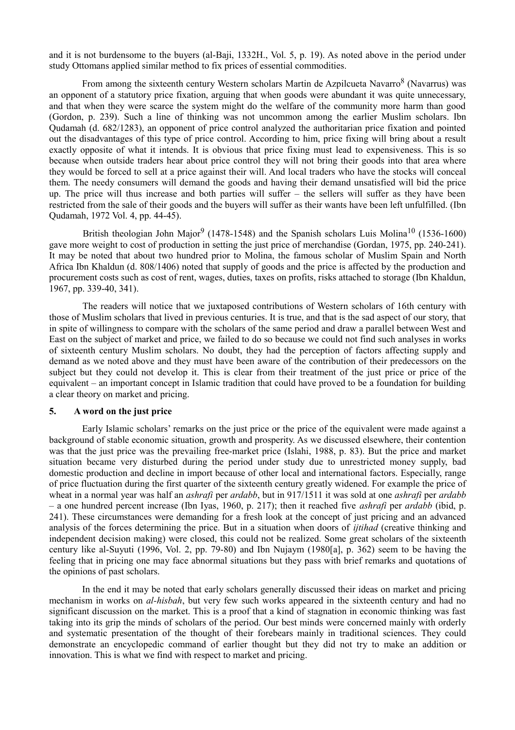and it is not burdensome to the buyers (al-Baji, 1332H., Vol. 5, p. 19). As noted above in the period under study Ottomans applied similar method to fix prices of essential commodities.

From among the sixteenth century Western scholars Martin de Azpilcueta Navarro[8] (Navarrus) was an opponent of a statutory price fixation, arguing that when goods were abundant it was quite unnecessary, and that when they were scarce the system might do the welfare of the community more harm than good (Gordon, p. 239). Such a line of thinking was not uncommon among the earlier Muslim scholars. Ibn Qudamah (d. 682/1283), an opponent of price control analyzed the authoritarian price fixation and pointed out the disadvantages of this type of price control. According to him, price fixing will bring about a result exactly opposite of what it intends. It is obvious that price fixing must lead to expensiveness. This is so because when outside traders hear about price control they will not bring their goods into that area where they would be forced to sell at a price against their will. And local traders who have the stocks will conceal them. The needy consumers will demand the goods and having their demand unsatisfied will bid the price up. The price will thus increase and both parties will suffer – the sellers will suffer as they have been restricted from the sale of their goods and the buyers will suffer as their wants have been left unfulfilled. (Ibn Qudamah, 1972 Vol. 4, pp. 44-45).

British theologian John Major[9] (1478-1548) and the Spanish scholars Luis Molina[10] (1536-1600) gave more weight to cost of production in setting the just price of merchandise (Gordan, 1975, pp. 240-241). It may be noted that about two hundred prior to Molina, the famous scholar of Muslim Spain and North Africa Ibn Khaldun (d. 808/1406) noted that supply of goods and the price is affected by the production and procurement costs such as cost of rent, wages, duties, taxes on profits, risks attached to storage (Ibn Khaldun, 1967, pp. 339-40, 341).

The readers will notice that we juxtaposed contributions of Western scholars of 16th century with those of Muslim scholars that lived in previous centuries. It is true, and that is the sad aspect of our story, that in spite of willingness to compare with the scholars of the same period and draw a parallel between West and East on the subject of market and price, we failed to do so because we could not find such analyses in works of sixteenth century Muslim scholars. No doubt, they had the perception of factors affecting supply and demand as we noted above and they must have been aware of the contribution of their predecessors on the subject but they could not develop it. This is clear from their treatment of the just price or price of the equivalent – an important concept in Islamic tradition that could have proved to be a foundation for building a clear theory on market and pricing.

## 5. A word on the just price

Early Islamic scholars' remarks on the just price or the price of the equivalent were made against a background of stable economic situation, growth and prosperity. As we discussed elsewhere, their contention was that the just price was the prevailing free-market price (Islahi, 1988, p. 83). But the price and market situation became very disturbed during the period under study due to unrestricted money supply, bad domestic production and decline in import because of other local and international factors. Especially, range of price fluctuation during the first quarter of the sixteenth century greatly widened. For example the price of wheat in a normal year was half an *ashrafi* per *ardabb*, but in 917/1511 it was sold at one *ashrafi* per *ardabb* – a one hundred percent increase (Ibn Iyas, 1960, p. 217); then it reached five *ashrafi* per *ardabb* (ibid, p. 241). These circumstances were demanding for a fresh look at the concept of just pricing and an advanced analysis of the forces determining the price. But in a situation when doors of *ijtihad* (creative thinking and independent decision making) were closed, this could not be realized. Some great scholars of the sixteenth century like al-Suyuti (1996, Vol. 2, pp. 79-80) and Ibn Nujaym (1980[a], p. 362) seem to be having the feeling that in pricing one may face abnormal situations but they pass with brief remarks and quotations of the opinions of past scholars.

In the end it may be noted that early scholars generally discussed their ideas on market and pricing mechanism in works on *al-hisbah*, but very few such works appeared in the sixteenth century and had no significant discussion on the market. This is a proof that a kind of stagnation in economic thinking was fast taking into its grip the minds of scholars of the period. Our best minds were concerned mainly with orderly and systematic presentation of the thought of their forebears mainly in traditional sciences. They could demonstrate an encyclopedic command of earlier thought but they did not try to make an addition or innovation. This is what we find with respect to market and pricing.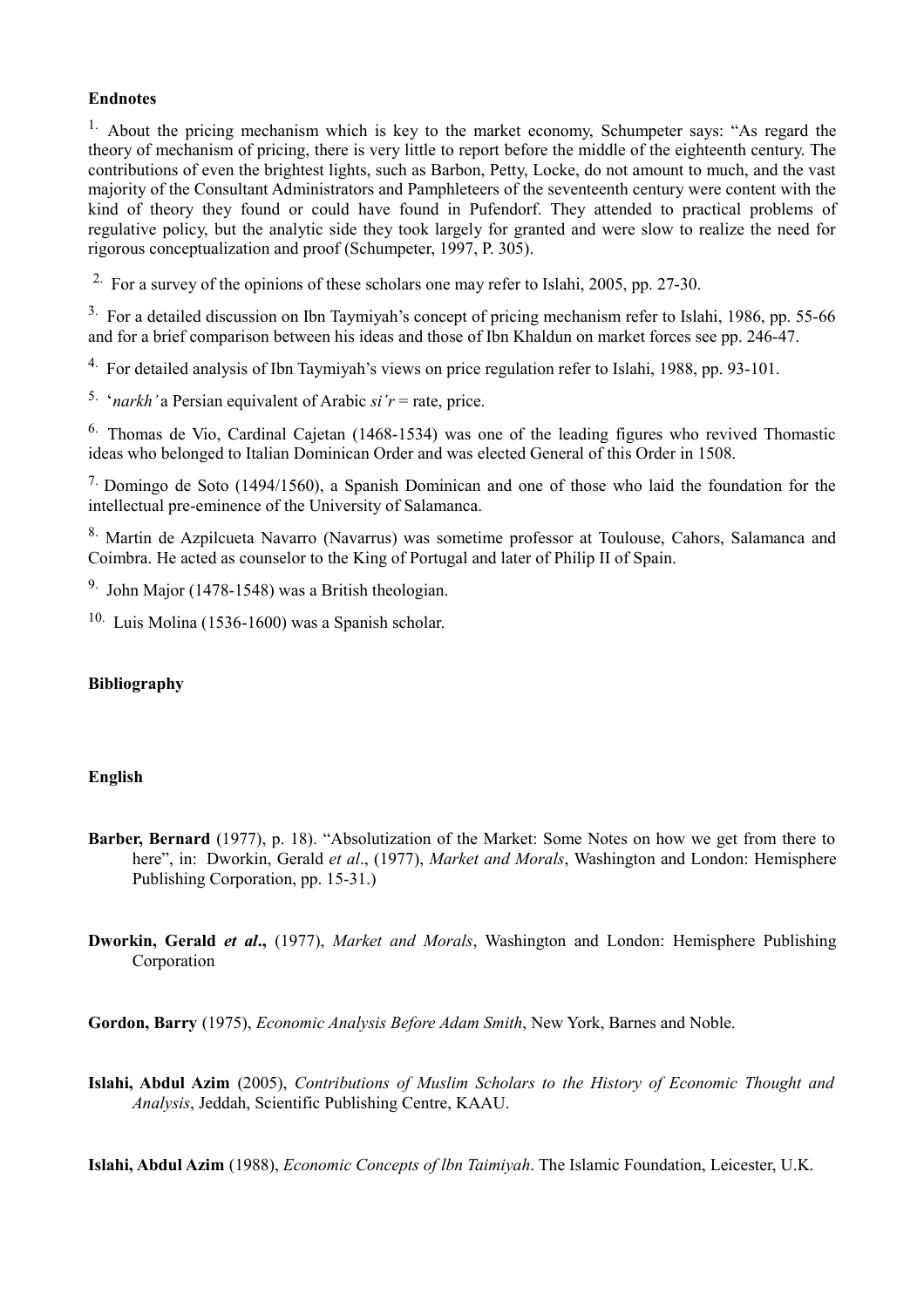**Endnotes**

[1] About the pricing mechanism which is key to the market economy, Schumpeter says: "As regard the theory of mechanism of pricing, there is very little to report before the middle of the eighteenth century. The contributions of even the brightest lights, such as Barbon, Petty, Locke, do not amount to much, and the vast majority of the Consultant Administrators and Pamphleteers of the seventeenth century were content with the kind of theory they found or could have found in Pufendorf. They attended to practical problems of regulative policy, but the analytic side they took largely for granted and were slow to realize the need for rigorous conceptualization and proof (Schumpeter, 1997, P. 305).

[2] For a survey of the opinions of these scholars one may refer to Islahi, 2005, pp. 27-30.

[3] For a detailed discussion on Ibn Taymiyah's concept of pricing mechanism refer to Islahi, 1986, pp. 55-66 and for a brief comparison between his ideas and those of Ibn Khaldun on market forces see pp. 246-47.

[4] For detailed analysis of Ibn Taymiyah's views on price regulation refer to Islahi, 1988, pp. 93-101.

[5] '*narkh'* a Persian equivalent of Arabic *si'r* = rate, price.

[6] Thomas de Vio, Cardinal Cajetan (1468-1534) was one of the leading figures who revived Thomastic ideas who belonged to Italian Dominican Order and was elected General of this Order in 1508.

[7] Domingo de Soto (1494/1560), a Spanish Dominican and one of those who laid the foundation for the intellectual pre-eminence of the University of Salamanca.

[8] Martin de Azpilcueta Navarro (Navarrus) was sometime professor at Toulouse, Cahors, Salamanca and Coimbra. He acted as counselor to the King of Portugal and later of Philip II of Spain.

[9] John Major (1478-1548) was a British theologian.

[10] Luis Molina (1536-1600) was a Spanish scholar.

**Bibliography**

**English**

**Barber, Bernard** (1977), p. 18). "Absolutization of the Market: Some Notes on how we get from there to here", in: Dworkin, Gerald *et al*., (1977), *Market and Morals*, Washington and London: Hemisphere Publishing Corporation, pp. 15-31.)

**Dworkin, Gerald *et al*.,** (1977), *Market and Morals*, Washington and London: Hemisphere Publishing Corporation

**Gordon, Barry** (1975), *Economic Analysis Before Adam Smith*, New York, Barnes and Noble.

**Islahi, Abdul Azim** (2005), *Contributions of Muslim Scholars to the History of Economic Thought and Analysis*, Jeddah, Scientific Publishing Centre, KAAU.

**Islahi, Abdul Azim** (1988), *Economic Concepts of lbn Taimiyah*. The Islamic Foundation, Leicester, U.K.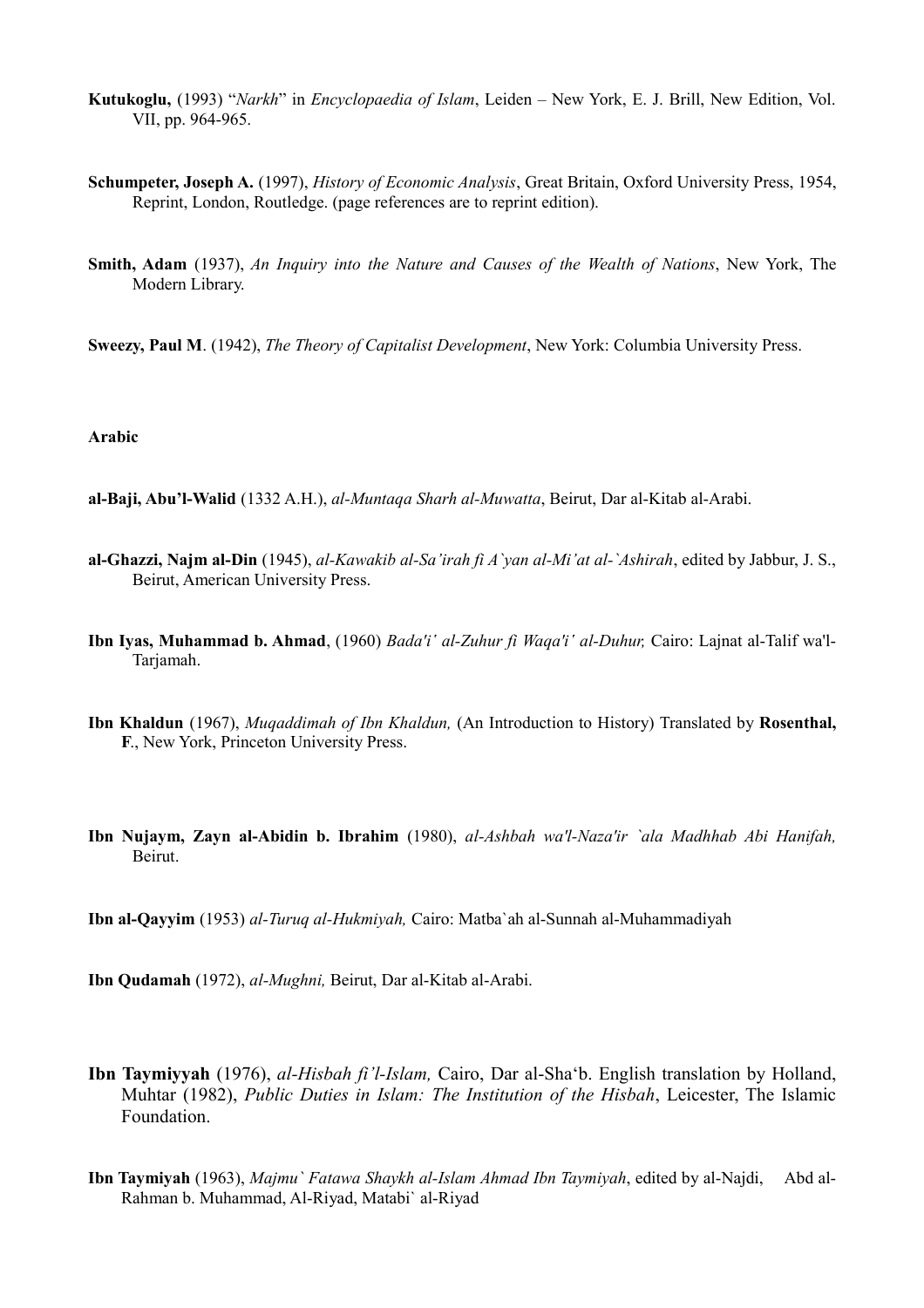**Kutukoglu,** (1993) "*Narkh*" in *Encyclopaedia of Islam*, Leiden – New York, E. J. Brill, New Edition, Vol. VII, pp. 964-965.

**Schumpeter, Joseph A.** (1997), *History of Economic Analysis*, Great Britain, Oxford University Press, 1954, Reprint, London, Routledge. (page references are to reprint edition).

**Smith, Adam** (1937), *An Inquiry into the Nature and Causes of the Wealth of Nations*, New York, The Modern Library.

**Sweezy, Paul M**. (1942), *The Theory of Capitalist Development*, New York: Columbia University Press.

**Arabic**

**al-Baji, Abu'l-Walid** (1332 A.H.), *al-Muntaqa Sharh al-Muwatta*, Beirut, Dar al-Kitab al-Arabi.

**al-Ghazzi, Najm al-Din** (1945), *al-Kawakib al-Sa'irah fi A`yan al-Mi'at al-`Ashirah*, edited by Jabbur, J. S., Beirut, American University Press.

**Ibn Iyas, Muhammad b. Ahmad**, (1960) *Bada'i' al-Zuhur fi Waqa'i' al-Duhur,* Cairo: Lajnat al-Talif wa'l-Tarjamah.

**Ibn Khaldun** (1967), *Muqaddimah of Ibn Khaldun,* (An Introduction to History) Translated by **Rosenthal, F**., New York, Princeton University Press.

**Ibn Nujaym, Zayn al-Abidin b. Ibrahim** (1980), *al-Ashbah wa'l-Naza'ir `ala Madhhab Abi Hanifah,* Beirut.

**Ibn al-Qayyim** (1953) *al-Turuq al-Hukmiyah,* Cairo: Matba`ah al-Sunnah al-Muhammadiyah

**Ibn Qudamah** (1972), *al-Mughni,* Beirut, Dar al-Kitab al-Arabi.

**Ibn Taymiyyah** (1976), *al-Hisbah fi'l-Islam,* Cairo, Dar al-Sha'b. English translation by Holland, Muhtar (1982), *Public Duties in Islam: The Institution of the Hisbah*, Leicester, The Islamic Foundation.

**Ibn Taymiyah** (1963), *Majmu` Fatawa Shaykh al-Islam Ahmad Ibn Taymiyah*, edited by al-Najdi, Abd al-Rahman b. Muhammad, Al-Riyad, Matabi` al-Riyad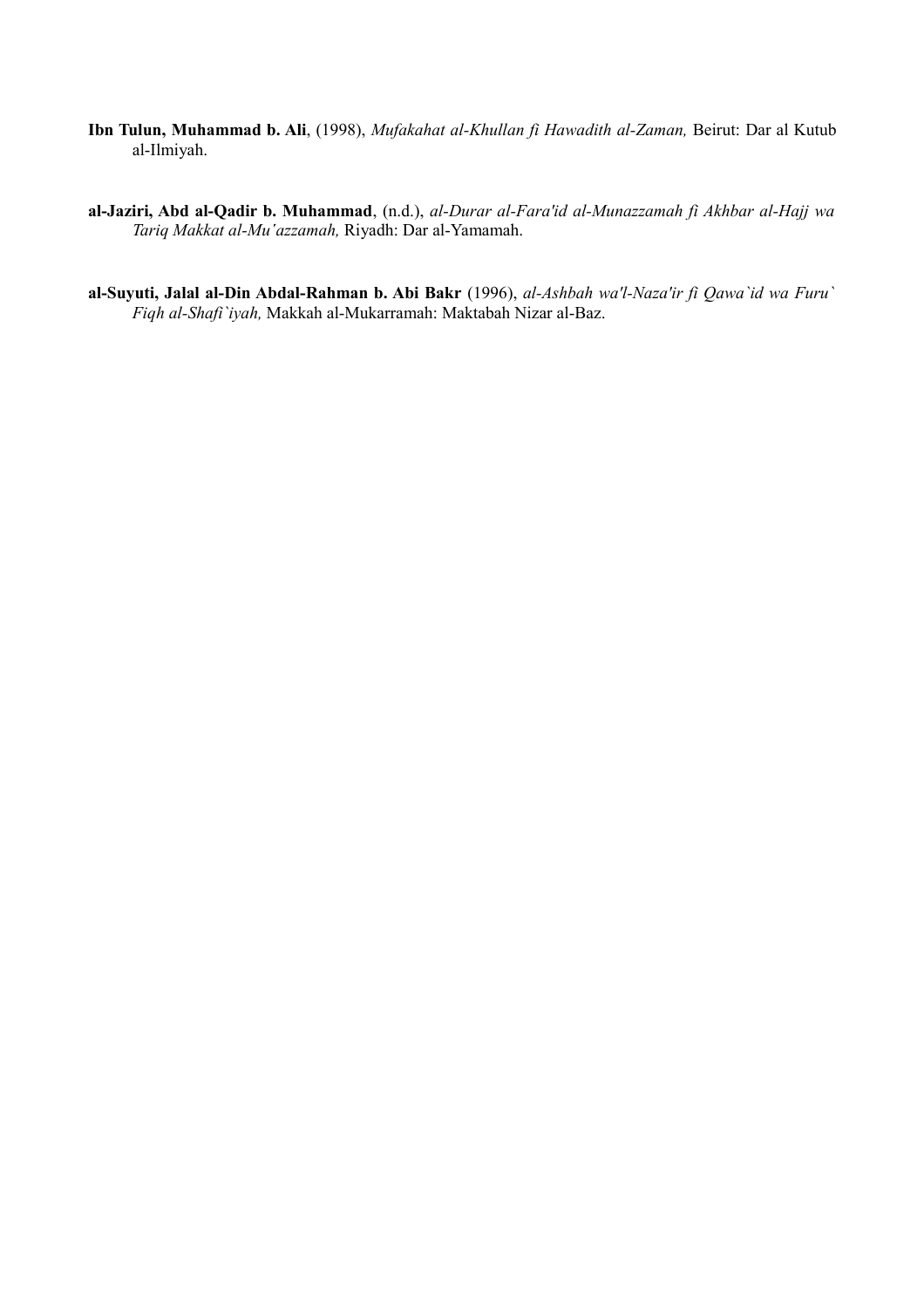**Ibn Tulun, Muhammad b. Ali**, (1998), *Mufakahat al-Khullan fi Hawadith al-Zaman,* Beirut: Dar al Kutub al-Ilmiyah.

**al-Jaziri, Abd al-Qadir b. Muhammad**, (n.d.), *al-Durar al-Fara'id al-Munazzamah fi Akhbar al-Hajj wa Tariq Makkat al-Mu'azzamah,* Riyadh: Dar al-Yamamah.

**al-Suyuti, Jalal al-Din Abdal-Rahman b. Abi Bakr** (1996), *al-Ashbah wa'l-Naza'ir fi Qawa`id wa Furu` Fiqh al-Shafi`iyah,* Makkah al-Mukarramah: Maktabah Nizar al-Baz.